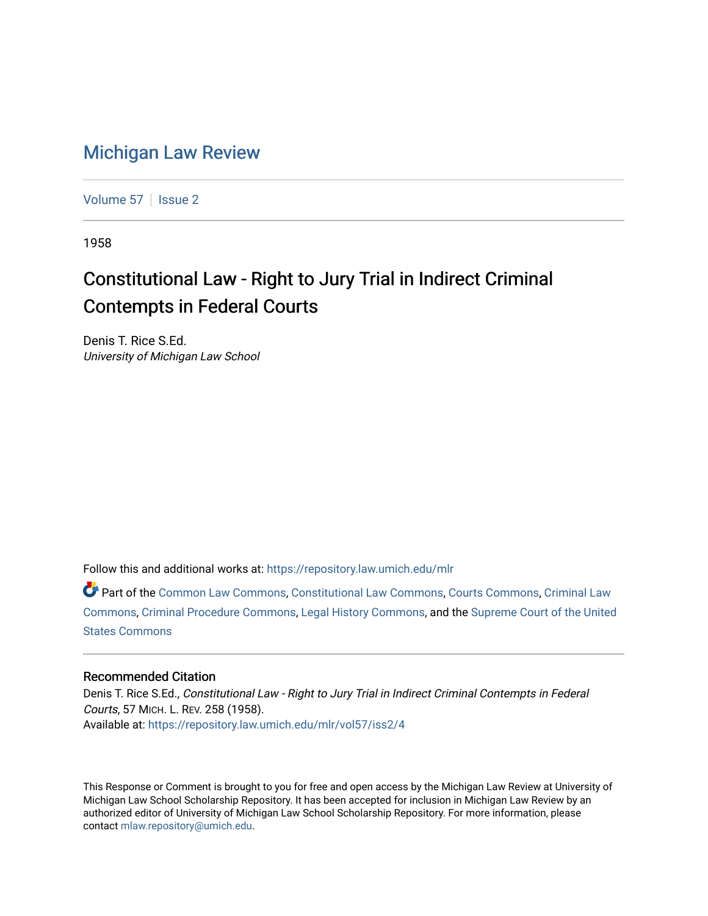# Michigan Law Review

Volume 57 | Issue 2

1958

## Constitutional Law - Right to Jury Trial in Indirect Criminal Contempts in Federal Courts

Denis T. Rice S.Ed.
*University of Michigan Law School*

Follow this and additional works at: https://repository.law.umich.edu/mlr

Part of the Common Law Commons, Constitutional Law Commons, Courts Commons, Criminal Law Commons, Criminal Procedure Commons, Legal History Commons, and the Supreme Court of the United States Commons

### Recommended Citation

Denis T. Rice S.Ed., *Constitutional Law - Right to Jury Trial in Indirect Criminal Contempts in Federal Courts*, 57 MICH. L. REV. 258 (1958).
Available at: https://repository.law.umich.edu/mlr/vol57/iss2/4

This Response or Comment is brought to you for free and open access by the Michigan Law Review at University of Michigan Law School Scholarship Repository. It has been accepted for inclusion in Michigan Law Review by an authorized editor of University of Michigan Law School Scholarship Repository. For more information, please contact mlaw.repository@umich.edu.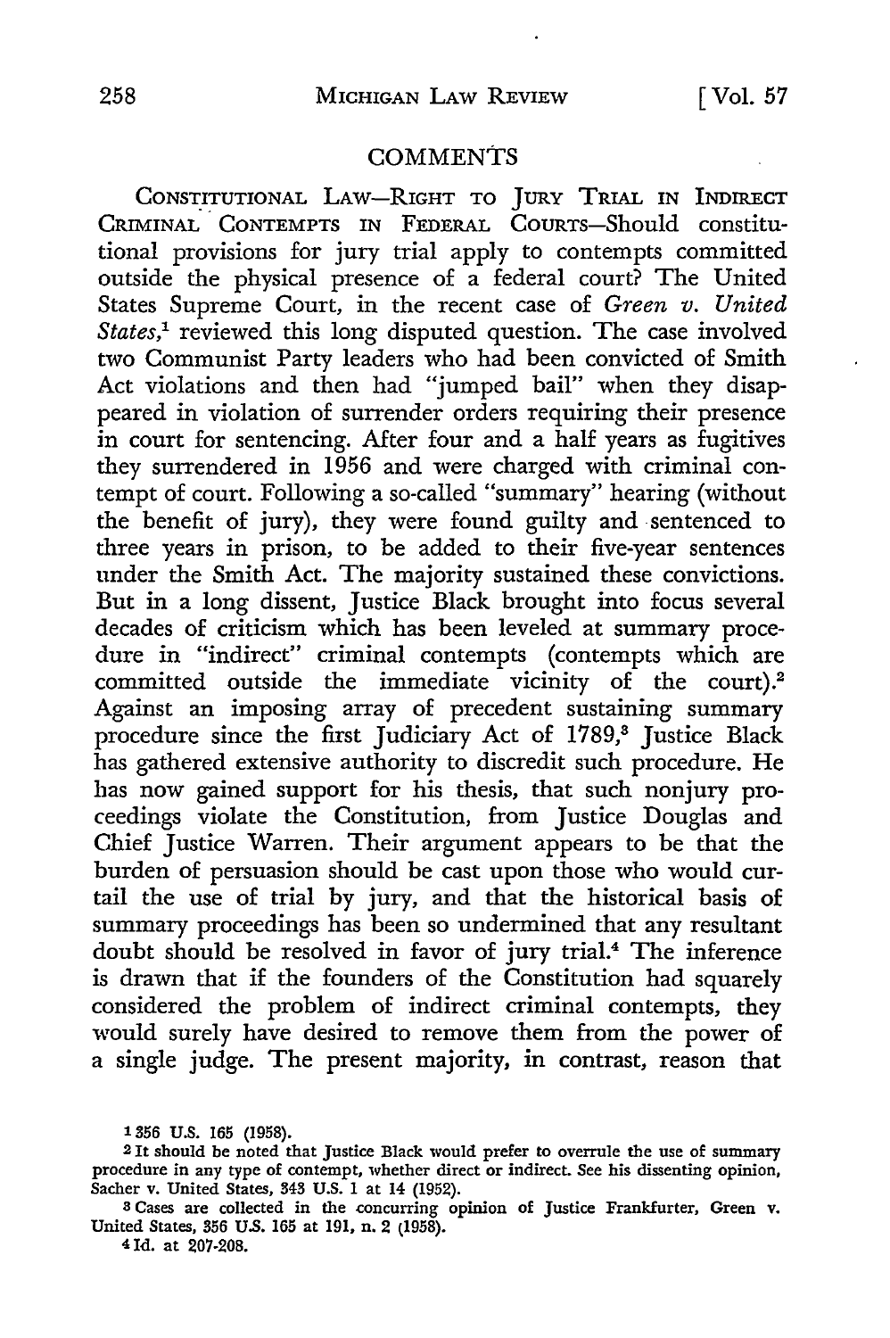## COMMENTS

CONSTITUTIONAL LAW—RIGHT TO JURY TRIAL IN INDIRECT CRIMINAL CONTEMPTS IN FEDERAL COURTS—Should constitutional provisions for jury trial apply to contempts committed outside the physical presence of a federal court? The United States Supreme Court, in the recent case of *Green v. United States*,[1] reviewed this long disputed question. The case involved two Communist Party leaders who had been convicted of Smith Act violations and then had "jumped bail" when they disappeared in violation of surrender orders requiring their presence in court for sentencing. After four and a half years as fugitives they surrendered in 1956 and were charged with criminal contempt of court. Following a so-called "summary" hearing (without the benefit of jury), they were found guilty and sentenced to three years in prison, to be added to their five-year sentences under the Smith Act. The majority sustained these convictions. But in a long dissent, Justice Black brought into focus several decades of criticism which has been leveled at summary procedure in "indirect" criminal contempts (contempts which are committed outside the immediate vicinity of the court).[2] Against an imposing array of precedent sustaining summary procedure since the first Judiciary Act of 1789,[3] Justice Black has gathered extensive authority to discredit such procedure. He has now gained support for his thesis, that such nonjury proceedings violate the Constitution, from Justice Douglas and Chief Justice Warren. Their argument appears to be that the burden of persuasion should be cast upon those who would curtail the use of trial by jury, and that the historical basis of summary proceedings has been so undermined that any resultant doubt should be resolved in favor of jury trial.[4] The inference is drawn that if the founders of the Constitution had squarely considered the problem of indirect criminal contempts, they would surely have desired to remove them from the power of a single judge. The present majority, in contrast, reason that

---

[1] 356 U.S. 165 (1958).

[2] It should be noted that Justice Black would prefer to overrule the use of summary procedure in any type of contempt, whether direct or indirect. See his dissenting opinion, Sacher v. United States, 343 U.S. 1 at 14 (1952).

[3] Cases are collected in the concurring opinion of Justice Frankfurter, Green v. United States, 356 U.S. 165 at 191, n. 2 (1958).

[4] Id. at 207-208.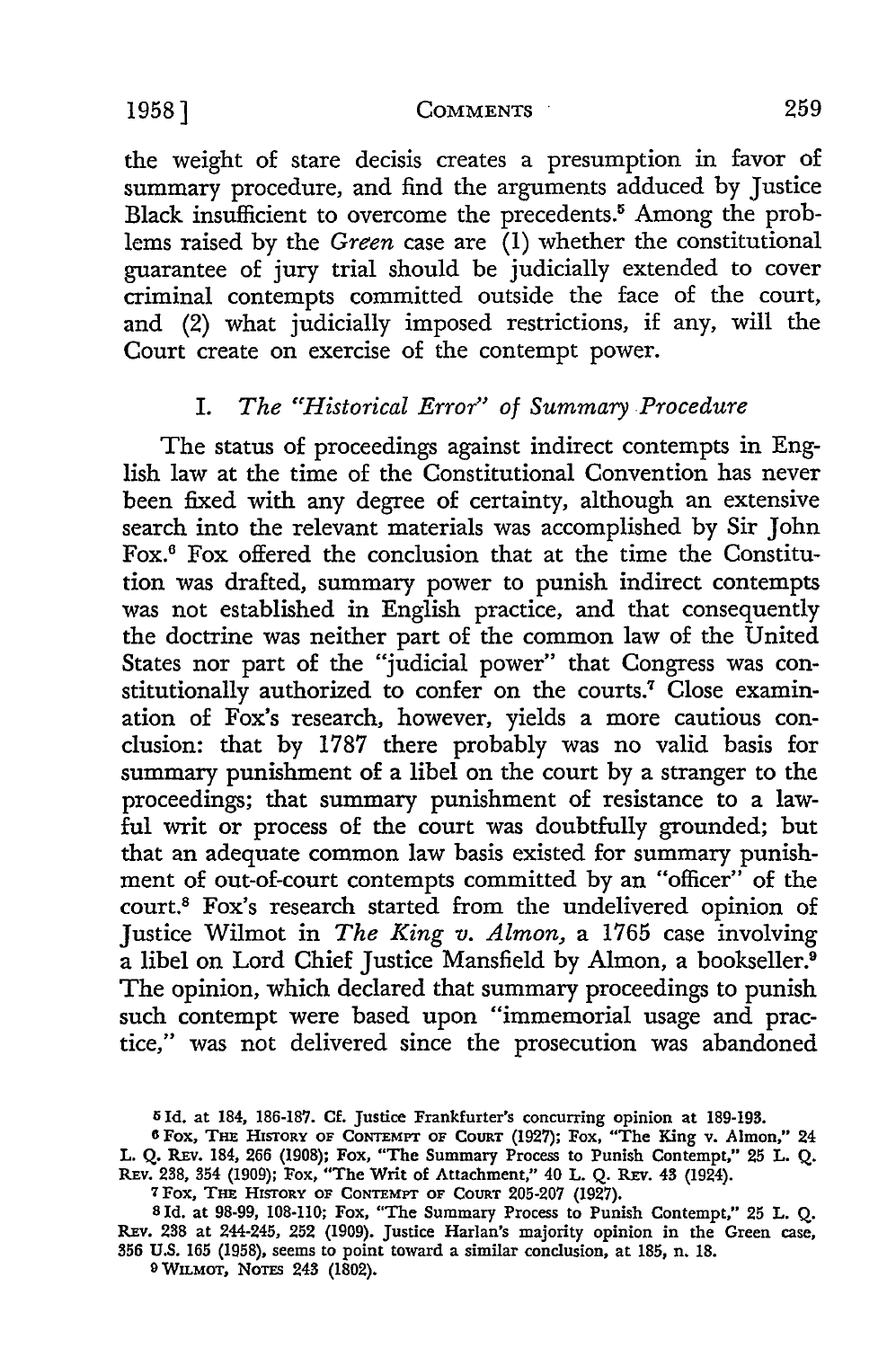the weight of stare decisis creates a presumption in favor of summary procedure, and find the arguments adduced by Justice Black insufficient to overcome the precedents.[5] Among the problems raised by the *Green* case are (1) whether the constitutional guarantee of jury trial should be judicially extended to cover criminal contempts committed outside the face of the court, and (2) what judicially imposed restrictions, if any, will the Court create on exercise of the contempt power.

## I. *The "Historical Error" of Summary Procedure*

The status of proceedings against indirect contempts in English law at the time of the Constitutional Convention has never been fixed with any degree of certainty, although an extensive search into the relevant materials was accomplished by Sir John Fox.[6] Fox offered the conclusion that at the time the Constitution was drafted, summary power to punish indirect contempts was not established in English practice, and that consequently the doctrine was neither part of the common law of the United States nor part of the "judicial power" that Congress was constitutionally authorized to confer on the courts.[7] Close examination of Fox's research, however, yields a more cautious conclusion: that by 1787 there probably was no valid basis for summary punishment of a libel on the court by a stranger to the proceedings; that summary punishment of resistance to a lawful writ or process of the court was doubtfully grounded; but that an adequate common law basis existed for summary punishment of out-of-court contempts committed by an "officer" of the court.[8] Fox's research started from the undelivered opinion of Justice Wilmot in *The King v. Almon*, a 1765 case involving a libel on Lord Chief Justice Mansfield by Almon, a bookseller.[9] The opinion, which declared that summary proceedings to punish such contempt were based upon "immemorial usage and practice," was not delivered since the prosecution was abandoned

---

[5] Id. at 184, 186-187. Cf. Justice Frankfurter's concurring opinion at 189-193.

[6] Fox, The History of Contempt of Court (1927); Fox, "The King v. Almon," 24 L. Q. Rev. 184, 266 (1908); Fox, "The Summary Process to Punish Contempt," 25 L. Q. Rev. 238, 354 (1909); Fox, "The Writ of Attachment," 40 L. Q. Rev. 43 (1924).

[7] Fox, The History of Contempt of Court 205-207 (1927).

[8] Id. at 98-99, 108-110; Fox, "The Summary Process to Punish Contempt," 25 L. Q. Rev. 238 at 244-245, 252 (1909). Justice Harlan's majority opinion in the Green case, 356 U.S. 165 (1958), seems to point toward a similar conclusion, at 185, n. 18.

[9] Wilmot, Notes 243 (1802).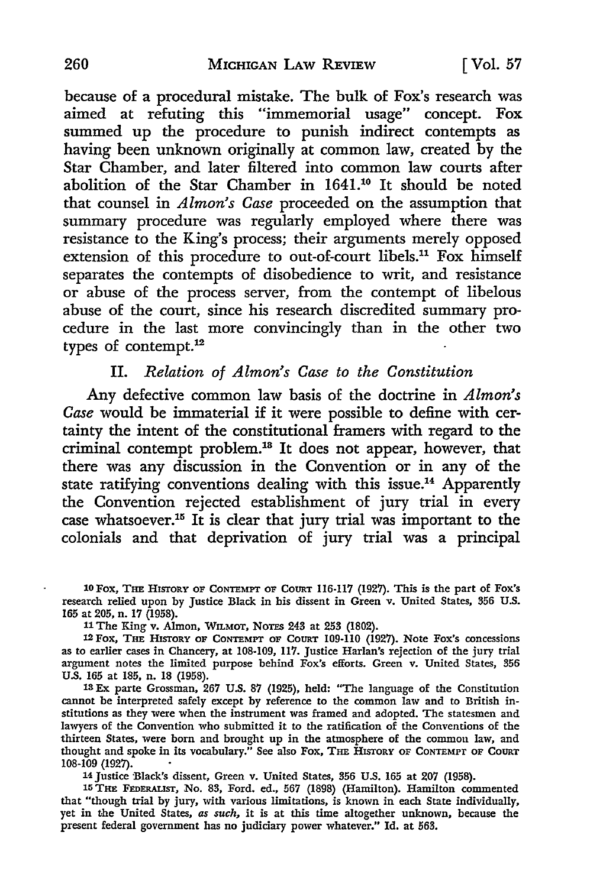because of a procedural mistake. The bulk of Fox's research was aimed at refuting this "immemorial usage" concept. Fox summed up the procedure to punish indirect contempts as having been unknown originally at common law, created by the Star Chamber, and later filtered into common law courts after abolition of the Star Chamber in 1641.[10] It should be noted that counsel in *Almon's Case* proceeded on the assumption that summary procedure was regularly employed where there was resistance to the King's process; their arguments merely opposed extension of this procedure to out-of-court libels.[11] Fox himself separates the contempts of disobedience to writ, and resistance or abuse of the process server, from the contempt of libelous abuse of the court, since his research discredited summary procedure in the last more convincingly than in the other two types of contempt.[12]

## II. *Relation of Almon's Case to the Constitution*

Any defective common law basis of the doctrine in *Almon's Case* would be immaterial if it were possible to define with certainty the intent of the constitutional framers with regard to the criminal contempt problem.[13] It does not appear, however, that there was any discussion in the Convention or in any of the state ratifying conventions dealing with this issue.[14] Apparently the Convention rejected establishment of jury trial in every case whatsoever.[15] It is clear that jury trial was important to the colonials and that deprivation of jury trial was a principal

---

[10] Fox, The History of Contempt of Court 116-117 (1927). This is the part of Fox's research relied upon by Justice Black in his dissent in Green v. United States, 356 U.S. 165 at 205, n. 17 (1958).

[11] The King v. Almon, Wilmot, Notes 243 at 253 (1802).

[12] Fox, The History of Contempt of Court 109-110 (1927). Note Fox's concessions as to earlier cases in Chancery, at 108-109, 117. Justice Harlan's rejection of the jury trial argument notes the limited purpose behind Fox's efforts. Green v. United States, 356 U.S. 165 at 185, n. 18 (1958).

[13] Ex parte Grossman, 267 U.S. 87 (1925), held: "The language of the Constitution cannot be interpreted safely except by reference to the common law and to British institutions as they were when the instrument was framed and adopted. The statesmen and lawyers of the Convention who submitted it to the ratification of the Conventions of the thirteen States, were born and brought up in the atmosphere of the common law, and thought and spoke in its vocabulary." See also Fox, The History of Contempt of Court 108-109 (1927).

[14] Justice Black's dissent, Green v. United States, 356 U.S. 165 at 207 (1958).

[15] The Federalist, No. 83, Ford. ed., 567 (1898) (Hamilton). Hamilton commented that "though trial by jury, with various limitations, is known in each State individually, yet in the United States, *as such*, it is at this time altogether unknown, because the present federal government has no judiciary power whatever." Id. at 563.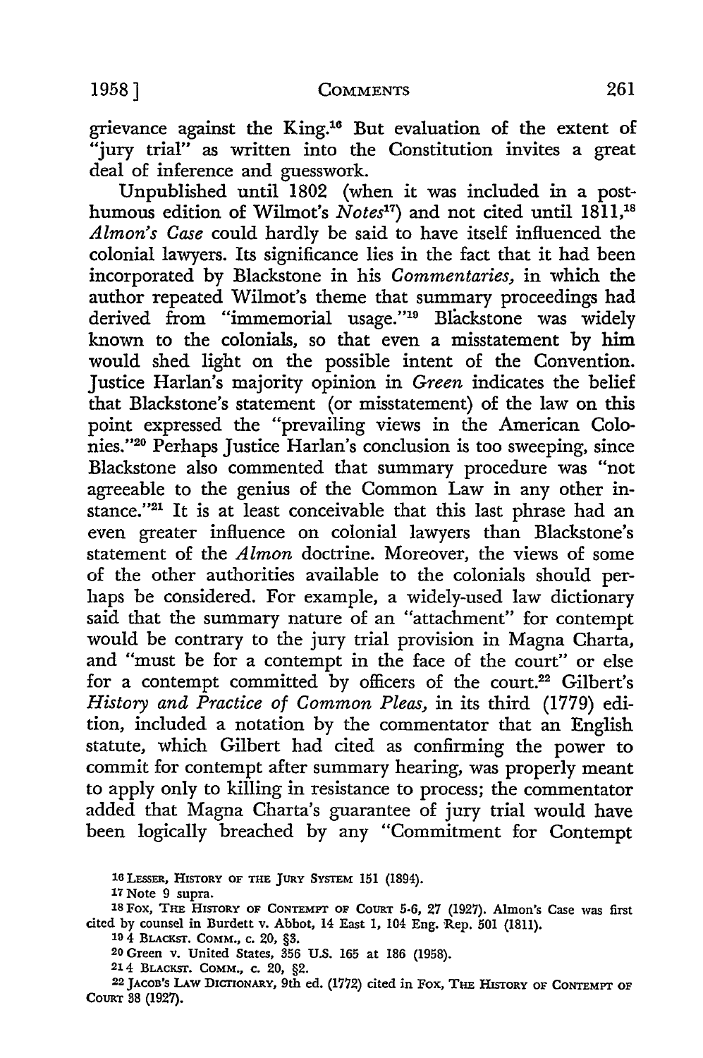grievance against the King.[16] But evaluation of the extent of "jury trial" as written into the Constitution invites a great deal of inference and guesswork.

Unpublished until 1802 (when it was included in a posthumous edition of Wilmot's *Notes*[17]) and not cited until 1811,[18] *Almon's Case* could hardly be said to have itself influenced the colonial lawyers. Its significance lies in the fact that it had been incorporated by Blackstone in his *Commentaries*, in which the author repeated Wilmot's theme that summary proceedings had derived from "immemorial usage."[19] Blackstone was widely known to the colonials, so that even a misstatement by him would shed light on the possible intent of the Convention. Justice Harlan's majority opinion in *Green* indicates the belief that Blackstone's statement (or misstatement) of the law on this point expressed the "prevailing views in the American Colonies."[20] Perhaps Justice Harlan's conclusion is too sweeping, since Blackstone also commented that summary procedure was "not agreeable to the genius of the Common Law in any other instance."[21] It is at least conceivable that this last phrase had an even greater influence on colonial lawyers than Blackstone's statement of the *Almon* doctrine. Moreover, the views of some of the other authorities available to the colonials should perhaps be considered. For example, a widely-used law dictionary said that the summary nature of an "attachment" for contempt would be contrary to the jury trial provision in Magna Charta, and "must be for a contempt in the face of the court" or else for a contempt committed by officers of the court.[22] Gilbert's *History and Practice of Common Pleas*, in its third (1779) edition, included a notation by the commentator that an English statute, which Gilbert had cited as confirming the power to commit for contempt after summary hearing, was properly meant to apply only to killing in resistance to process; the commentator added that Magna Charta's guarantee of jury trial would have been logically breached by any "Commitment for Contempt

---

16 LESSER, HISTORY OF THE JURY SYSTEM 151 (1894).

17 Note 9 supra.

18 FOX, THE HISTORY OF CONTEMPT OF COURT 5-6, 27 (1927). Almon's Case was first cited by counsel in Burdett v. Abbot, 14 East 1, 104 Eng. Rep. 501 (1811).

19 4 BLACKST. COMM., c. 20, §3.

20 Green v. United States, 356 U.S. 165 at 186 (1958).

21 4 BLACKST. COMM., c. 20, §2.

22 JACOB'S LAW DICTIONARY, 9th ed. (1772) cited in FOX, THE HISTORY OF CONTEMPT OF COURT 38 (1927).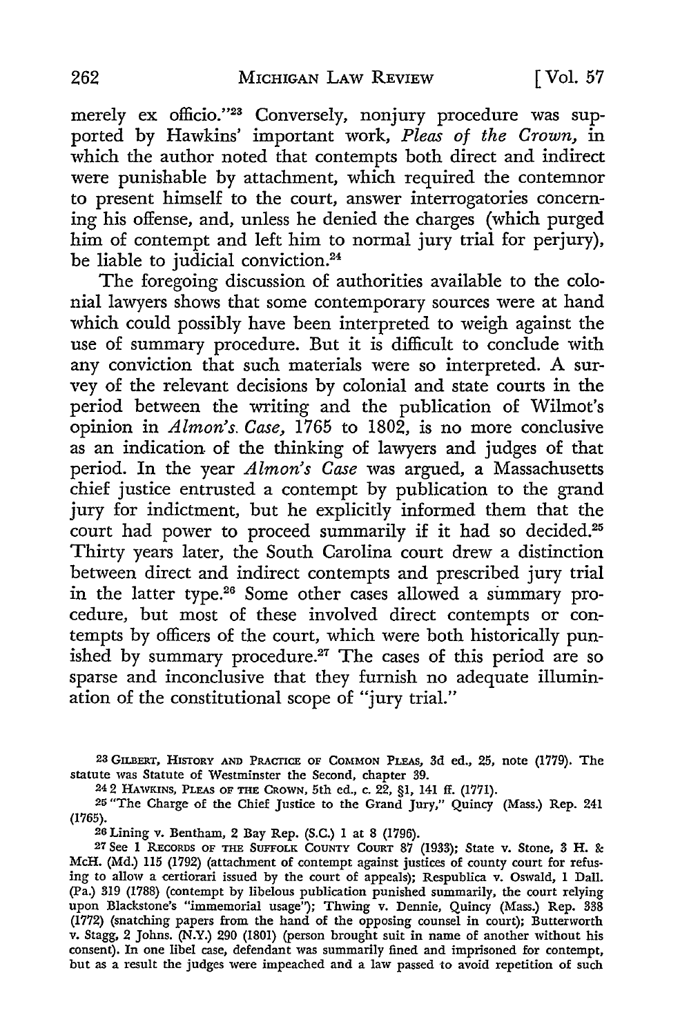merely ex officio."[23] Conversely, nonjury procedure was supported by Hawkins' important work, *Pleas of the Crown*, in which the author noted that contempts both direct and indirect were punishable by attachment, which required the contemnor to present himself to the court, answer interrogatories concerning his offense, and, unless he denied the charges (which purged him of contempt and left him to normal jury trial for perjury), be liable to judicial conviction.[24]

The foregoing discussion of authorities available to the colonial lawyers shows that some contemporary sources were at hand which could possibly have been interpreted to weigh against the use of summary procedure. But it is difficult to conclude with any conviction that such materials were so interpreted. A survey of the relevant decisions by colonial and state courts in the period between the writing and the publication of Wilmot's opinion in *Almon's. Case*, 1765 to 1802, is no more conclusive as an indication of the thinking of lawyers and judges of that period. In the year *Almon's Case* was argued, a Massachusetts chief justice entrusted a contempt by publication to the grand jury for indictment, but he explicitly informed them that the court had power to proceed summarily if it had so decided.[25] Thirty years later, the South Carolina court drew a distinction between direct and indirect contempts and prescribed jury trial in the latter type.[26] Some other cases allowed a summary procedure, but most of these involved direct contempts or contempts by officers of the court, which were both historically punished by summary procedure.[27] The cases of this period are so sparse and inconclusive that they furnish no adequate illumination of the constitutional scope of "jury trial."

---

[23] GILBERT, HISTORY AND PRACTICE OF COMMON PLEAS, 3d ed., 25, note (1779). The statute was Statute of Westminster the Second, chapter 39.

[24] 2 HAWKINS, PLEAS OF THE CROWN, 5th ed., c. 22, §1, 141 ff. (1771).

[25] "The Charge of the Chief Justice to the Grand Jury," Quincy (Mass.) Rep. 241 (1765).

[26] Lining v. Bentham, 2 Bay Rep. (S.C.) 1 at 8 (1796).

[27] See 1 RECORDS OF THE SUFFOLK COUNTY COURT 87 (1933); State v. Stone, 3 H. & McH. (Md.) 115 (1792) (attachment of contempt against justices of county court for refusing to allow a certiorari issued by the court of appeals); Respublica v. Oswald, 1 Dall. (Pa.) 319 (1788) (contempt by libelous publication punished summarily, the court relying upon Blackstone's "immemorial usage"); Thwing v. Dennie, Quincy (Mass.) Rep. 338 (1772) (snatching papers from the hand of the opposing counsel in court); Butterworth v. Stagg, 2 Johns. (N.Y.) 290 (1801) (person brought suit in name of another without his consent). In one libel case, defendant was summarily fined and imprisoned for contempt, but as a result the judges were impeached and a law passed to avoid repetition of such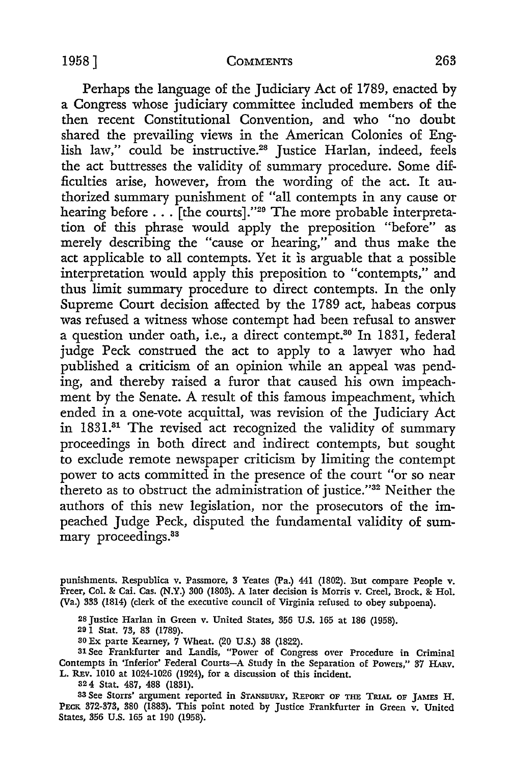Perhaps the language of the Judiciary Act of 1789, enacted by a Congress whose judiciary committee included members of the then recent Constitutional Convention, and who "no doubt shared the prevailing views in the American Colonies of English law," could be instructive.[28] Justice Harlan, indeed, feels the act buttresses the validity of summary procedure. Some difficulties arise, however, from the wording of the act. It authorized summary punishment of "all contempts in any cause or hearing before . . . [the courts]."[29] The more probable interpretation of this phrase would apply the preposition "before" as merely describing the "cause or hearing," and thus make the act applicable to all contempts. Yet it is arguable that a possible interpretation would apply this preposition to "contempts," and thus limit summary procedure to direct contempts. In the only Supreme Court decision affected by the 1789 act, habeas corpus was refused a witness whose contempt had been refusal to answer a question under oath, i.e., a direct contempt.[30] In 1831, federal judge Peck construed the act to apply to a lawyer who had published a criticism of an opinion while an appeal was pending, and thereby raised a furor that caused his own impeachment by the Senate. A result of this famous impeachment, which ended in a one-vote acquittal, was revision of the Judiciary Act in 1831.[31] The revised act recognized the validity of summary proceedings in both direct and indirect contempts, but sought to exclude remote newspaper criticism by limiting the contempt power to acts committed in the presence of the court "or so near thereto as to obstruct the administration of justice."[32] Neither the authors of this new legislation, nor the prosecutors of the impeached Judge Peck, disputed the fundamental validity of summary proceedings.[33]

---

punishments. Respublica v. Passmore, 3 Yeates (Pa.) 441 (1802). But compare People v. Freer, Col. & Cai. Cas. (N.Y.) 300 (1803). A later decision is Morris v. Creel, Brock. & Hol. (Va.) 333 (1814) (clerk of the executive council of Virginia refused to obey subpoena).

[28] Justice Harlan in Green v. United States, 356 U.S. 165 at 186 (1958).

[29] 1 Stat. 73, 83 (1789).

[30] Ex parte Kearney, 7 Wheat. (20 U.S.) 38 (1822).

[31] See Frankfurter and Landis, "Power of Congress over Procedure in Criminal Contempts in 'Inferior' Federal Courts—A Study in the Separation of Powers," 37 Harv. L. Rev. 1010 at 1024-1026 (1924), for a discussion of this incident.

[32] 4 Stat. 487, 488 (1831).

[33] See Storrs' argument reported in Stansbury, Report of the Trial of James H. Peck 372-373, 380 (1833). This point noted by Justice Frankfurter in Green v. United States, 356 U.S. 165 at 190 (1958).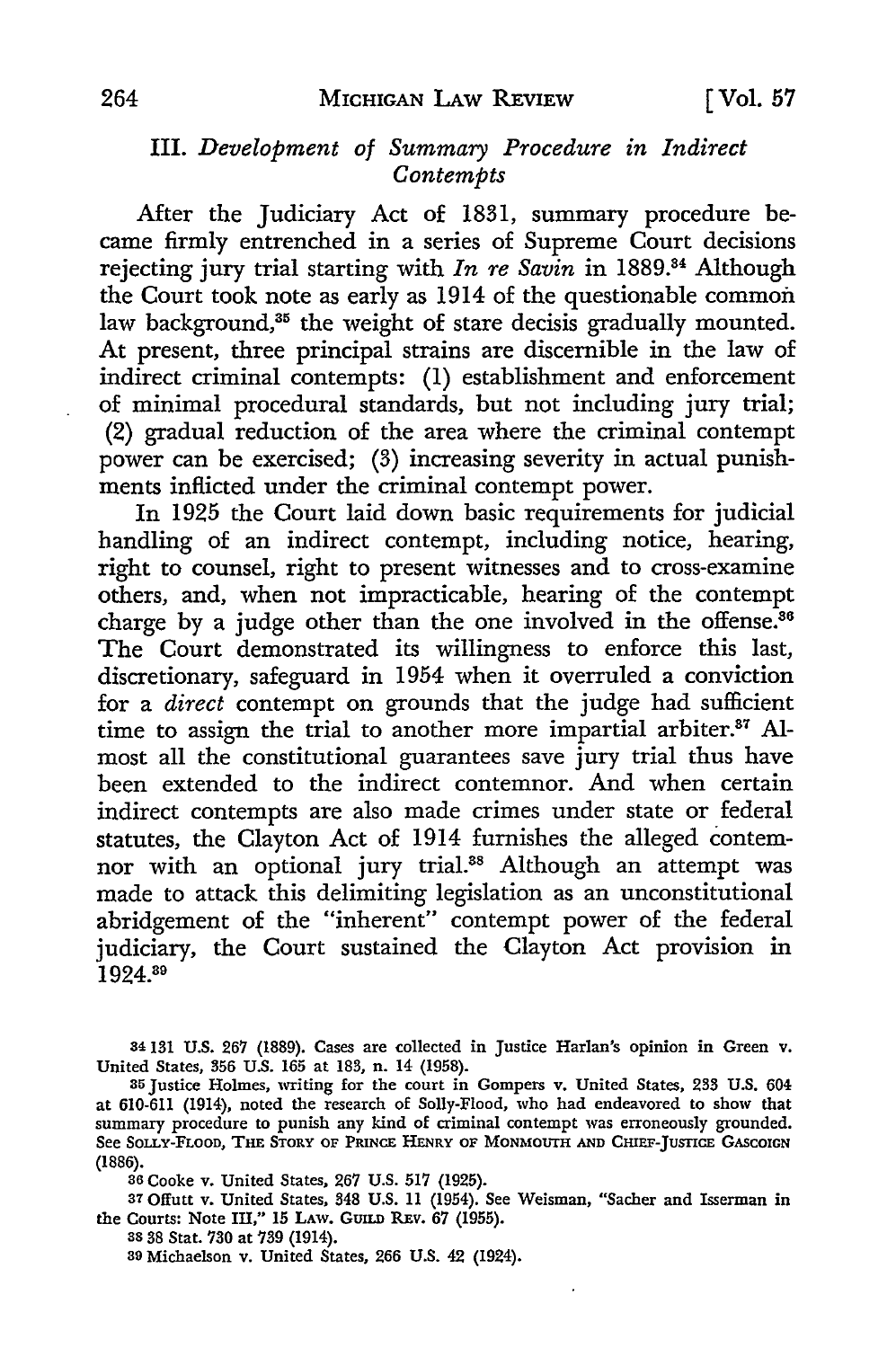### III. *Development of Summary Procedure in Indirect Contempts*

After the Judiciary Act of 1831, summary procedure became firmly entrenched in a series of Supreme Court decisions rejecting jury trial starting with *In re Savin* in 1889.[34] Although the Court took note as early as 1914 of the questionable common law background,[35] the weight of stare decisis gradually mounted. At present, three principal strains are discernible in the law of indirect criminal contempts: (1) establishment and enforcement of minimal procedural standards, but not including jury trial; (2) gradual reduction of the area where the criminal contempt power can be exercised; (3) increasing severity in actual punishments inflicted under the criminal contempt power.

In 1925 the Court laid down basic requirements for judicial handling of an indirect contempt, including notice, hearing, right to counsel, right to present witnesses and to cross-examine others, and, when not impracticable, hearing of the contempt charge by a judge other than the one involved in the offense.[36] The Court demonstrated its willingness to enforce this last, discretionary, safeguard in 1954 when it overruled a conviction for a *direct* contempt on grounds that the judge had sufficient time to assign the trial to another more impartial arbiter.[37] Almost all the constitutional guarantees save jury trial thus have been extended to the indirect contemnor. And when certain indirect contempts are also made crimes under state or federal statutes, the Clayton Act of 1914 furnishes the alleged contemnor with an optional jury trial.[38] Although an attempt was made to attack this delimiting legislation as an unconstitutional abridgement of the "inherent" contempt power of the federal judiciary, the Court sustained the Clayton Act provision in 1924.[39]

---

[34] 131 U.S. 267 (1889). Cases are collected in Justice Harlan's opinion in Green v. United States, 356 U.S. 165 at 183, n. 14 (1958).

[35] Justice Holmes, writing for the court in Gompers v. United States, 233 U.S. 604 at 610-611 (1914), noted the research of Solly-Flood, who had endeavored to show that summary procedure to punish any kind of criminal contempt was erroneously grounded. See SOLLY-FLOOD, THE STORY OF PRINCE HENRY OF MONMOUTH AND CHIEF-JUSTICE GASCOIGN (1886).

[36] Cooke v. United States, 267 U.S. 517 (1925).

[37] Offutt v. United States, 348 U.S. 11 (1954). See Weisman, "Sacher and Isserman in the Courts: Note III," 15 LAW. GUILD REV. 67 (1955).

[38] 38 Stat. 730 at 739 (1914).

[39] Michaelson v. United States, 266 U.S. 42 (1924).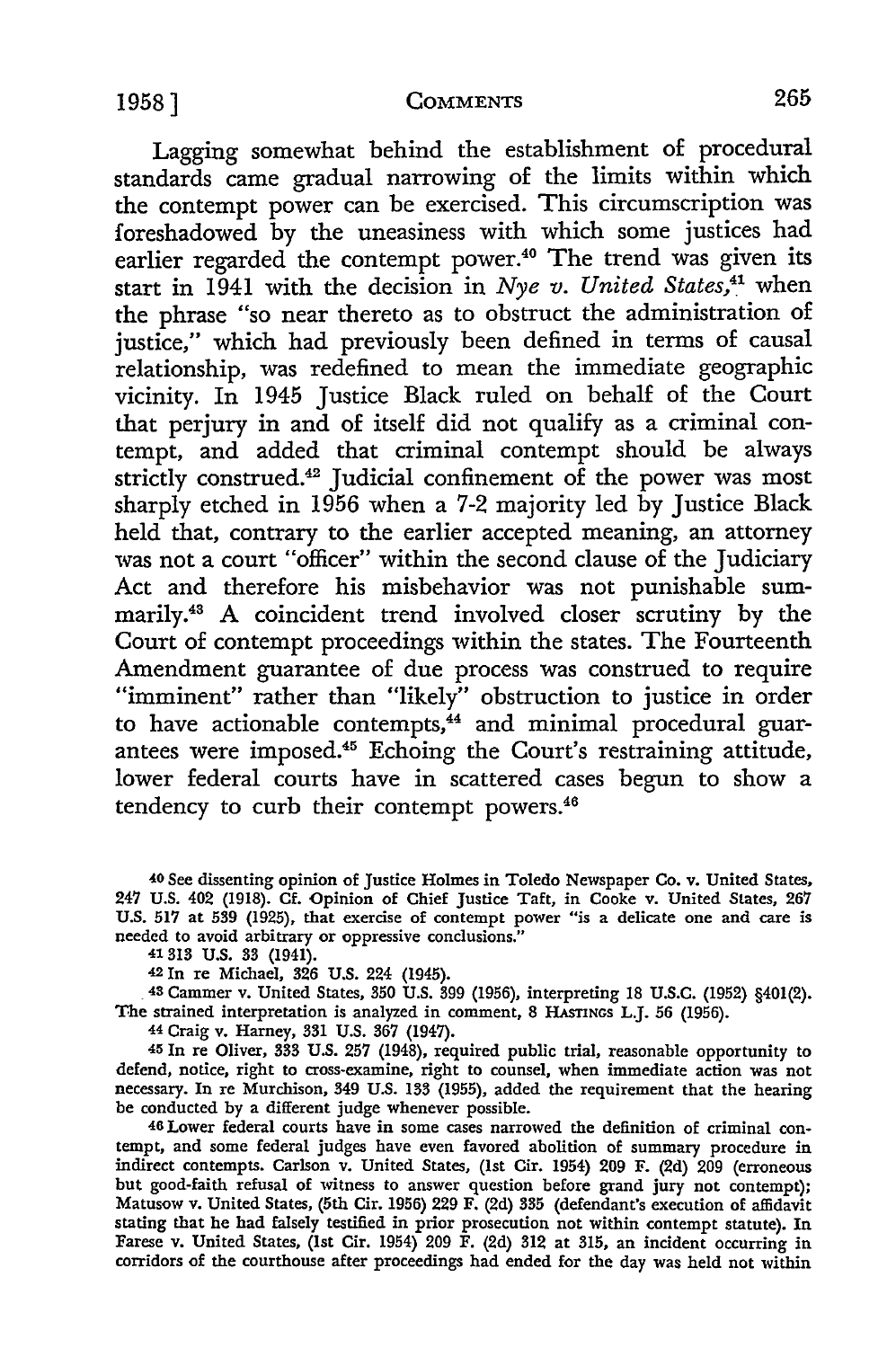Lagging somewhat behind the establishment of procedural standards came gradual narrowing of the limits within which the contempt power can be exercised. This circumscription was foreshadowed by the uneasiness with which some justices had earlier regarded the contempt power.[40] The trend was given its start in 1941 with the decision in *Nye v. United States*,[41] when the phrase "so near thereto as to obstruct the administration of justice," which had previously been defined in terms of causal relationship, was redefined to mean the immediate geographic vicinity. In 1945 Justice Black ruled on behalf of the Court that perjury in and of itself did not qualify as a criminal contempt, and added that criminal contempt should be always strictly construed.[42] Judicial confinement of the power was most sharply etched in 1956 when a 7-2 majority led by Justice Black held that, contrary to the earlier accepted meaning, an attorney was not a court "officer" within the second clause of the Judiciary Act and therefore his misbehavior was not punishable summarily.[43] A coincident trend involved closer scrutiny by the Court of contempt proceedings within the states. The Fourteenth Amendment guarantee of due process was construed to require "imminent" rather than "likely" obstruction to justice in order to have actionable contempts,[44] and minimal procedural guarantees were imposed.[45] Echoing the Court's restraining attitude, lower federal courts have in scattered cases begun to show a tendency to curb their contempt powers.[46]

---

[40] See dissenting opinion of Justice Holmes in Toledo Newspaper Co. v. United States, 247 U.S. 402 (1918). Cf. Opinion of Chief Justice Taft, in Cooke v. United States, 267 U.S. 517 at 539 (1925), that exercise of contempt power "is a delicate one and care is needed to avoid arbitrary or oppressive conclusions."

[41] 313 U.S. 33 (1941).

[42] In re Michael, 326 U.S. 224 (1945).

[43] Cammer v. United States, 350 U.S. 399 (1956), interpreting 18 U.S.C. (1952) §401(2). The strained interpretation is analyzed in comment, 8 HASTINGS L.J. 56 (1956).

[44] Craig v. Harney, 331 U.S. 367 (1947).

[45] In re Oliver, 333 U.S. 257 (1948), required public trial, reasonable opportunity to defend, notice, right to cross-examine, right to counsel, when immediate action was not necessary. In re Murchison, 349 U.S. 133 (1955), added the requirement that the hearing be conducted by a different judge whenever possible.

[46] Lower federal courts have in some cases narrowed the definition of criminal contempt, and some federal judges have even favored abolition of summary procedure in indirect contempts. Carlson v. United States, (1st Cir. 1954) 209 F. (2d) 209 (erroneous but good-faith refusal of witness to answer question before grand jury not contempt); Matusow v. United States, (5th Cir. 1956) 229 F. (2d) 335 (defendant's execution of affidavit stating that he had falsely testified in prior prosecution not within contempt statute). In Farese v. United States, (1st Cir. 1954) 209 F. (2d) 312 at 315, an incident occurring in corridors of the courthouse after proceedings had ended for the day was held not within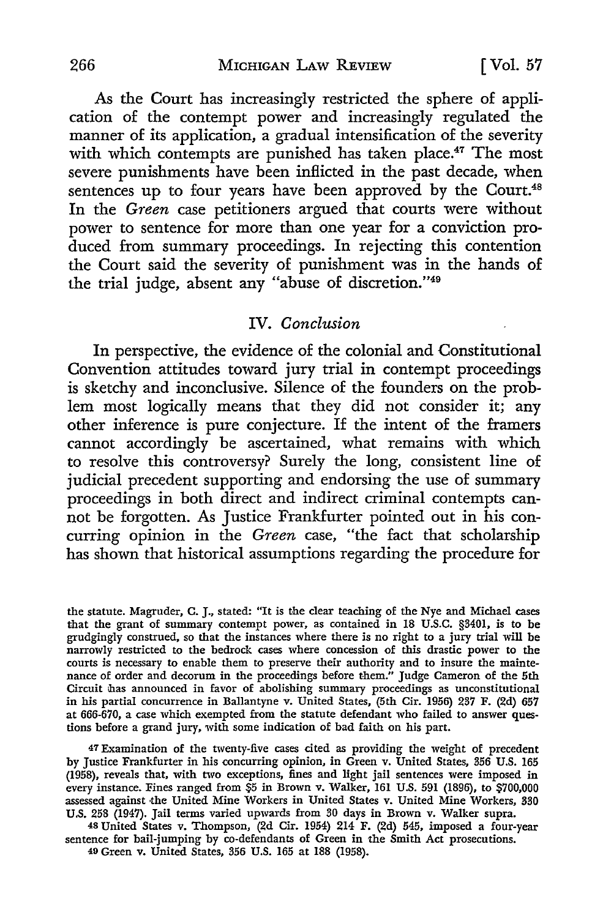As the Court has increasingly restricted the sphere of application of the contempt power and increasingly regulated the manner of its application, a gradual intensification of the severity with which contempts are punished has taken place.[47] The most severe punishments have been inflicted in the past decade, when sentences up to four years have been approved by the Court.[48] In the *Green* case petitioners argued that courts were without power to sentence for more than one year for a conviction produced from summary proceedings. In rejecting this contention the Court said the severity of punishment was in the hands of the trial judge, absent any "abuse of discretion."[49]

## IV. *Conclusion*

In perspective, the evidence of the colonial and Constitutional Convention attitudes toward jury trial in contempt proceedings is sketchy and inconclusive. Silence of the founders on the problem most logically means that they did not consider it; any other inference is pure conjecture. If the intent of the framers cannot accordingly be ascertained, what remains with which to resolve this controversy? Surely the long, consistent line of judicial precedent supporting and endorsing the use of summary proceedings in both direct and indirect criminal contempts cannot be forgotten. As Justice Frankfurter pointed out in his concurring opinion in the *Green* case, "the fact that scholarship has shown that historical assumptions regarding the procedure for

---

the statute. Magruder, C. J., stated: "It is the clear teaching of the Nye and Michael cases that the grant of summary contempt power, as contained in 18 U.S.C. §3401, is to be grudgingly construed, so that the instances where there is no right to a jury trial will be narrowly restricted to the bedrock cases where concession of this drastic power to the courts is necessary to enable them to preserve their authority and to insure the maintenance of order and decorum in the proceedings before them." Judge Cameron of the 5th Circuit has announced in favor of abolishing summary proceedings as unconstitutional in his partial concurrence in Ballantyne v. United States, (5th Cir. 1956) 237 F. (2d) 657 at 666-670, a case which exempted from the statute defendant who failed to answer questions before a grand jury, with some indication of bad faith on his part.

[47] Examination of the twenty-five cases cited as providing the weight of precedent by Justice Frankfurter in his concurring opinion, in Green v. United States, 356 U.S. 165 (1958), reveals that, with two exceptions, fines and light jail sentences were imposed in every instance. Fines ranged from $5 in Brown v. Walker, 161 U.S. 591 (1896), to $700,000 assessed against the United Mine Workers in United States v. United Mine Workers, 330 U.S. 258 (1947). Jail terms varied upwards from 30 days in Brown v. Walker supra.

[48] United States v. Thompson, (2d Cir. 1954) 214 F. (2d) 545, imposed a four-year sentence for bail-jumping by co-defendants of Green in the Smith Act prosecutions.

[49] Green v. United States, 356 U.S. 165 at 188 (1958).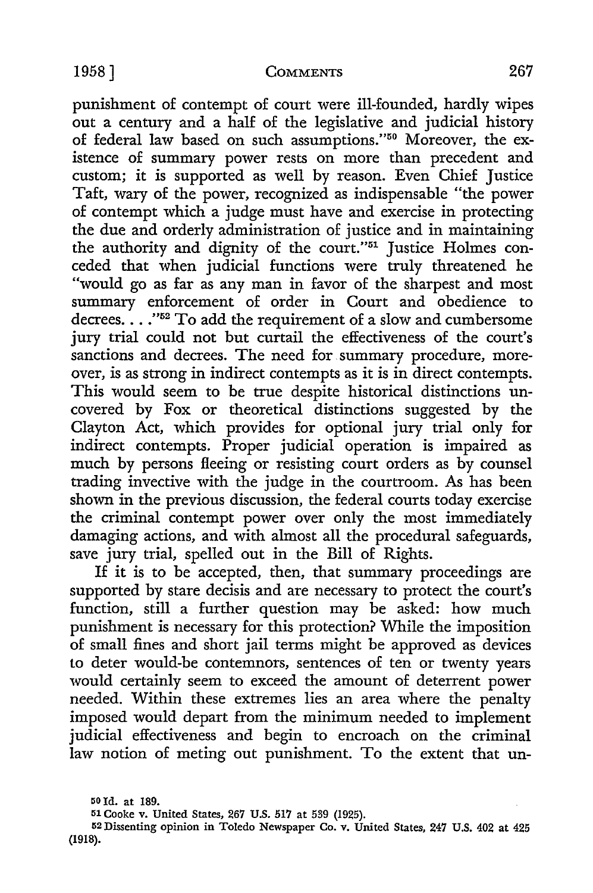punishment of contempt of court were ill-founded, hardly wipes out a century and a half of the legislative and judicial history of federal law based on such assumptions."[50] Moreover, the existence of summary power rests on more than precedent and custom; it is supported as well by reason. Even Chief Justice Taft, wary of the power, recognized as indispensable "the power of contempt which a judge must have and exercise in protecting the due and orderly administration of justice and in maintaining the authority and dignity of the court."[51] Justice Holmes conceded that when judicial functions were truly threatened he "would go as far as any man in favor of the sharpest and most summary enforcement of order in Court and obedience to decrees. . . ."[52] To add the requirement of a slow and cumbersome jury trial could not but curtail the effectiveness of the court's sanctions and decrees. The need for summary procedure, moreover, is as strong in indirect contempts as it is in direct contempts. This would seem to be true despite historical distinctions uncovered by Fox or theoretical distinctions suggested by the Clayton Act, which provides for optional jury trial only for indirect contempts. Proper judicial operation is impaired as much by persons fleeing or resisting court orders as by counsel trading invective with the judge in the courtroom. As has been shown in the previous discussion, the federal courts today exercise the criminal contempt power over only the most immediately damaging actions, and with almost all the procedural safeguards, save jury trial, spelled out in the Bill of Rights.

If it is to be accepted, then, that summary proceedings are supported by stare decisis and are necessary to protect the court's function, still a further question may be asked: how much punishment is necessary for this protection? While the imposition of small fines and short jail terms might be approved as devices to deter would-be contemnors, sentences of ten or twenty years would certainly seem to exceed the amount of deterrent power needed. Within these extremes lies an area where the penalty imposed would depart from the minimum needed to implement judicial effectiveness and begin to encroach on the criminal law notion of meting out punishment. To the extent that un-

---

[50] Id. at 189.

[51] Cooke v. United States, 267 U.S. 517 at 539 (1925).

[52] Dissenting opinion in Toledo Newspaper Co. v. United States, 247 U.S. 402 at 425 (1918).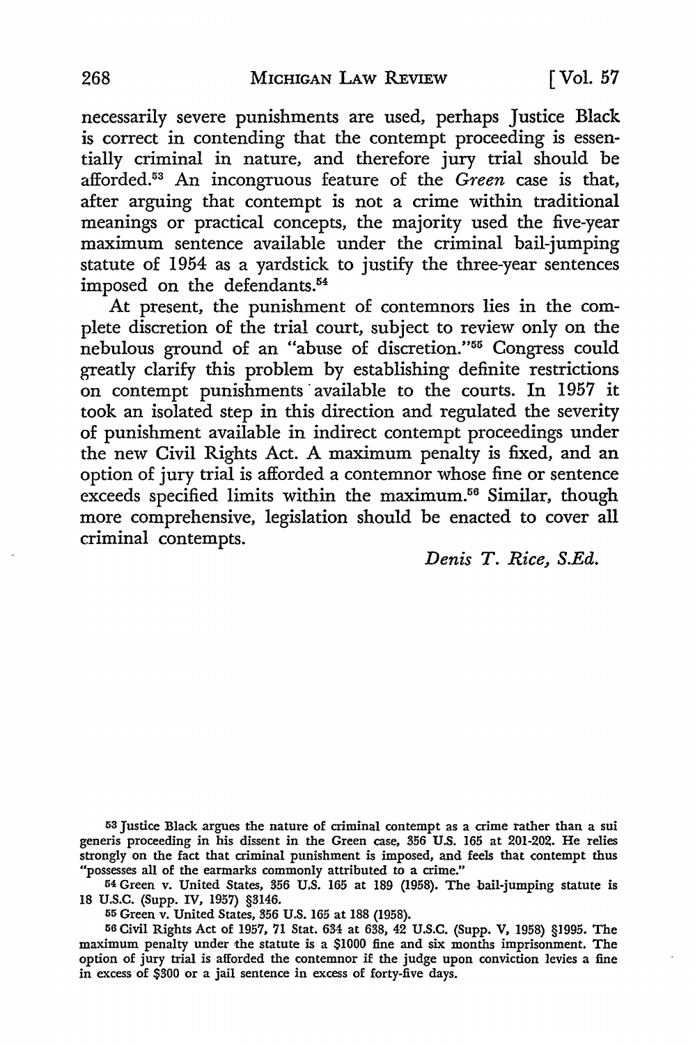necessarily severe punishments are used, perhaps Justice Black is correct in contending that the contempt proceeding is essentially criminal in nature, and therefore jury trial should be afforded.[53] An incongruous feature of the *Green* case is that, after arguing that contempt is not a crime within traditional meanings or practical concepts, the majority used the five-year maximum sentence available under the criminal bail-jumping statute of 1954 as a yardstick to justify the three-year sentences imposed on the defendants.[54]

At present, the punishment of contemnors lies in the complete discretion of the trial court, subject to review only on the nebulous ground of an "abuse of discretion."[55] Congress could greatly clarify this problem by establishing definite restrictions on contempt punishments available to the courts. In 1957 it took an isolated step in this direction and regulated the severity of punishment available in indirect contempt proceedings under the new Civil Rights Act. A maximum penalty is fixed, and an option of jury trial is afforded a contemnor whose fine or sentence exceeds specified limits within the maximum.[56] Similar, though more comprehensive, legislation should be enacted to cover all criminal contempts.

*Denis T. Rice, S.Ed.*

---

[53] Justice Black argues the nature of criminal contempt as a crime rather than a sui generis proceeding in his dissent in the Green case, 356 U.S. 165 at 201-202. He relies strongly on the fact that criminal punishment is imposed, and feels that contempt thus "possesses all of the earmarks commonly attributed to a crime."

[54] Green v. United States, 356 U.S. 165 at 189 (1958). The bail-jumping statute is 18 U.S.C. (Supp. IV, 1957) §3146.

[55] Green v. United States, 356 U.S. 165 at 188 (1958).

[56] Civil Rights Act of 1957, 71 Stat. 634 at 638, 42 U.S.C. (Supp. V, 1958) §1995. The maximum penalty under the statute is a $1000 fine and six months imprisonment. The option of jury trial is afforded the contemnor if the judge upon conviction levies a fine in excess of $300 or a jail sentence in excess of forty-five days.